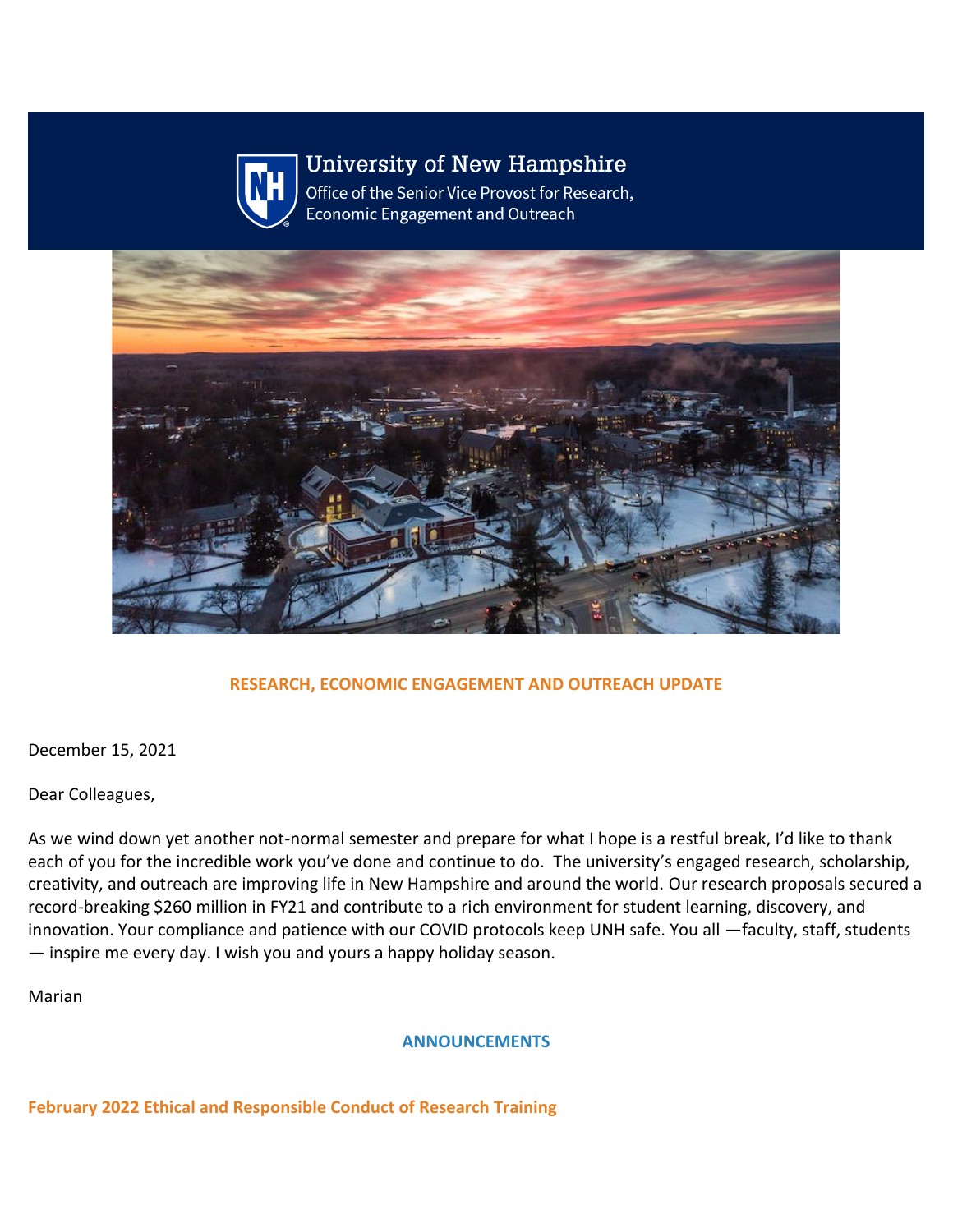University of New Hampshire

Office of the Senior Vice Provost for Research, Economic Engagement and Outreach

## RESEARCH, ECONOMIC ENGAGEMENT AND OUTREACH UPDATE

December 15, 2021

Dear Colleagues,

As we wind down yet another not-normal semester and prepare for what I hope is a restful break, I'd like to thank each of you for the incredible work you've done and continue to do. The university's engaged research, scholarship, creativity, and outreach are improving life in New Hampshire and around the world. Our research proposals secured a record-breaking $260 million in FY21 and contribute to a rich environment for student learning, discovery, and innovation. Your compliance and patience with our COVID protocols keep UNH safe. You all —faculty, staff, students — inspire me every day. I wish you and yours a happy holiday season.

Marian

## ANNOUNCEMENTS

### February 2022 Ethical and Responsible Conduct of Research Training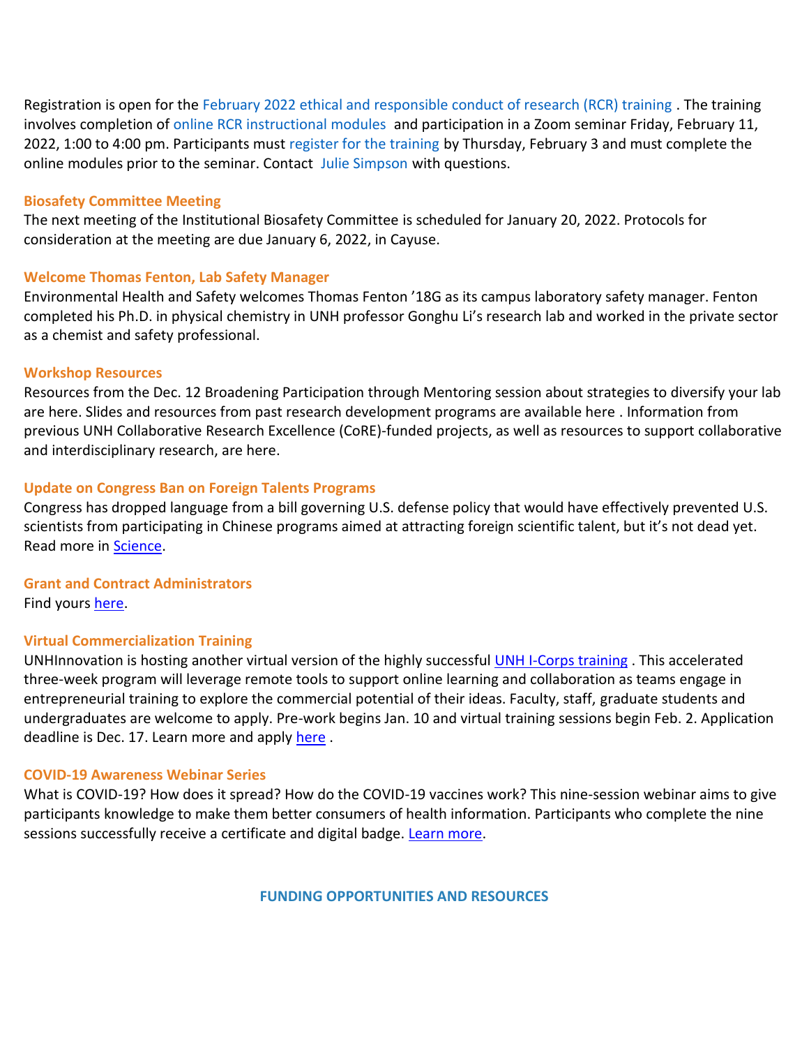Registration is open for the February 2022 ethical and responsible conduct of research (RCR) training . The training involves completion of online RCR instructional modules and participation in a Zoom seminar Friday, February 11, 2022, 1:00 to 4:00 pm. Participants must register for the training by Thursday, February 3 and must complete the online modules prior to the seminar. Contact Julie Simpson with questions.

### Biosafety Committee Meeting

The next meeting of the Institutional Biosafety Committee is scheduled for January 20, 2022. Protocols for consideration at the meeting are due January 6, 2022, in Cayuse.

### Welcome Thomas Fenton, Lab Safety Manager

Environmental Health and Safety welcomes Thomas Fenton '18G as its campus laboratory safety manager. Fenton completed his Ph.D. in physical chemistry in UNH professor Gonghu Li's research lab and worked in the private sector as a chemist and safety professional.

### Workshop Resources

Resources from the Dec. 12 Broadening Participation through Mentoring session about strategies to diversify your lab are here. Slides and resources from past research development programs are available here . Information from previous UNH Collaborative Research Excellence (CoRE)-funded projects, as well as resources to support collaborative and interdisciplinary research, are here.

### Update on Congress Ban on Foreign Talents Programs

Congress has dropped language from a bill governing U.S. defense policy that would have effectively prevented U.S. scientists from participating in Chinese programs aimed at attracting foreign scientific talent, but it's not dead yet. Read more in Science.

### Grant and Contract Administrators

Find yours here.

### Virtual Commercialization Training

UNHInnovation is hosting another virtual version of the highly successful UNH I-Corps training . This accelerated three-week program will leverage remote tools to support online learning and collaboration as teams engage in entrepreneurial training to explore the commercial potential of their ideas. Faculty, staff, graduate students and undergraduates are welcome to apply. Pre-work begins Jan. 10 and virtual training sessions begin Feb. 2. Application deadline is Dec. 17. Learn more and apply here .

### COVID-19 Awareness Webinar Series

What is COVID-19? How does it spread? How do the COVID-19 vaccines work? This nine-session webinar aims to give participants knowledge to make them better consumers of health information. Participants who complete the nine sessions successfully receive a certificate and digital badge. Learn more.

## FUNDING OPPORTUNITIES AND RESOURCES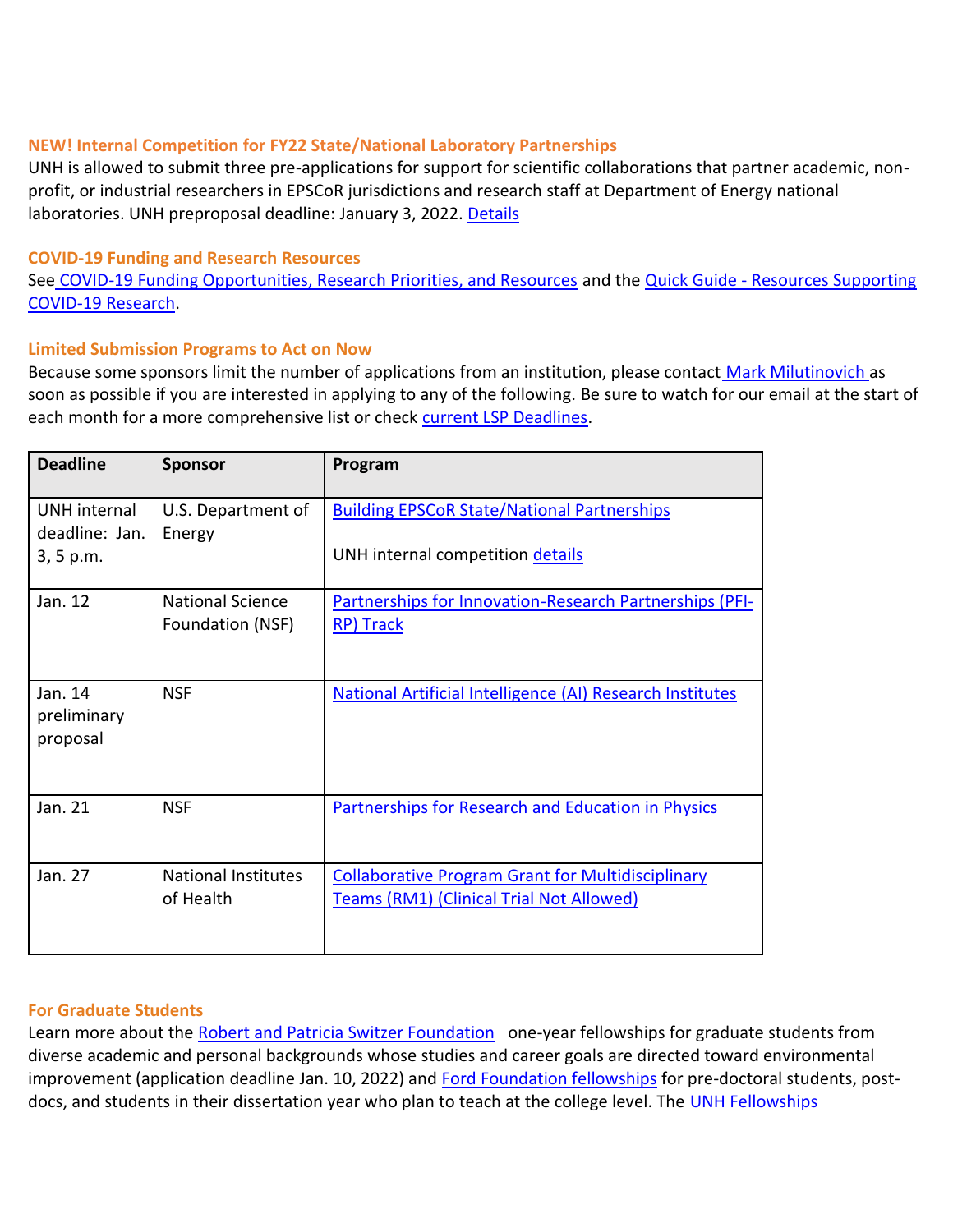### NEW! Internal Competition for FY22 State/National Laboratory Partnerships

UNH is allowed to submit three pre-applications for support for scientific collaborations that partner academic, non-profit, or industrial researchers in EPSCoR jurisdictions and research staff at Department of Energy national laboratories. UNH preproposal deadline: January 3, 2022. Details

### COVID-19 Funding and Research Resources

See COVID-19 Funding Opportunities, Research Priorities, and Resources and the Quick Guide - Resources Supporting COVID-19 Research.

### Limited Submission Programs to Act on Now

Because some sponsors limit the number of applications from an institution, please contact Mark Milutinovich as soon as possible if you are interested in applying to any of the following. Be sure to watch for our email at the start of each month for a more comprehensive list or check current LSP Deadlines.

| Deadline | Sponsor | Program |
|---|---|---|
| UNH internal deadline: Jan. 3, 5 p.m. | U.S. Department of Energy | Building EPSCoR State/National Partnerships<br><br>UNH internal competition details |
| Jan. 12 | National Science Foundation (NSF) | Partnerships for Innovation-Research Partnerships (PFI-RP) Track |
| Jan. 14 preliminary proposal | NSF | National Artificial Intelligence (AI) Research Institutes |
| Jan. 21 | NSF | Partnerships for Research and Education in Physics |
| Jan. 27 | National Institutes of Health | Collaborative Program Grant for Multidisciplinary Teams (RM1) (Clinical Trial Not Allowed) |

### For Graduate Students

Learn more about the Robert and Patricia Switzer Foundation one-year fellowships for graduate students from diverse academic and personal backgrounds whose studies and career goals are directed toward environmental improvement (application deadline Jan. 10, 2022) and Ford Foundation fellowships for pre-doctoral students, post-docs, and students in their dissertation year who plan to teach at the college level. The UNH Fellowships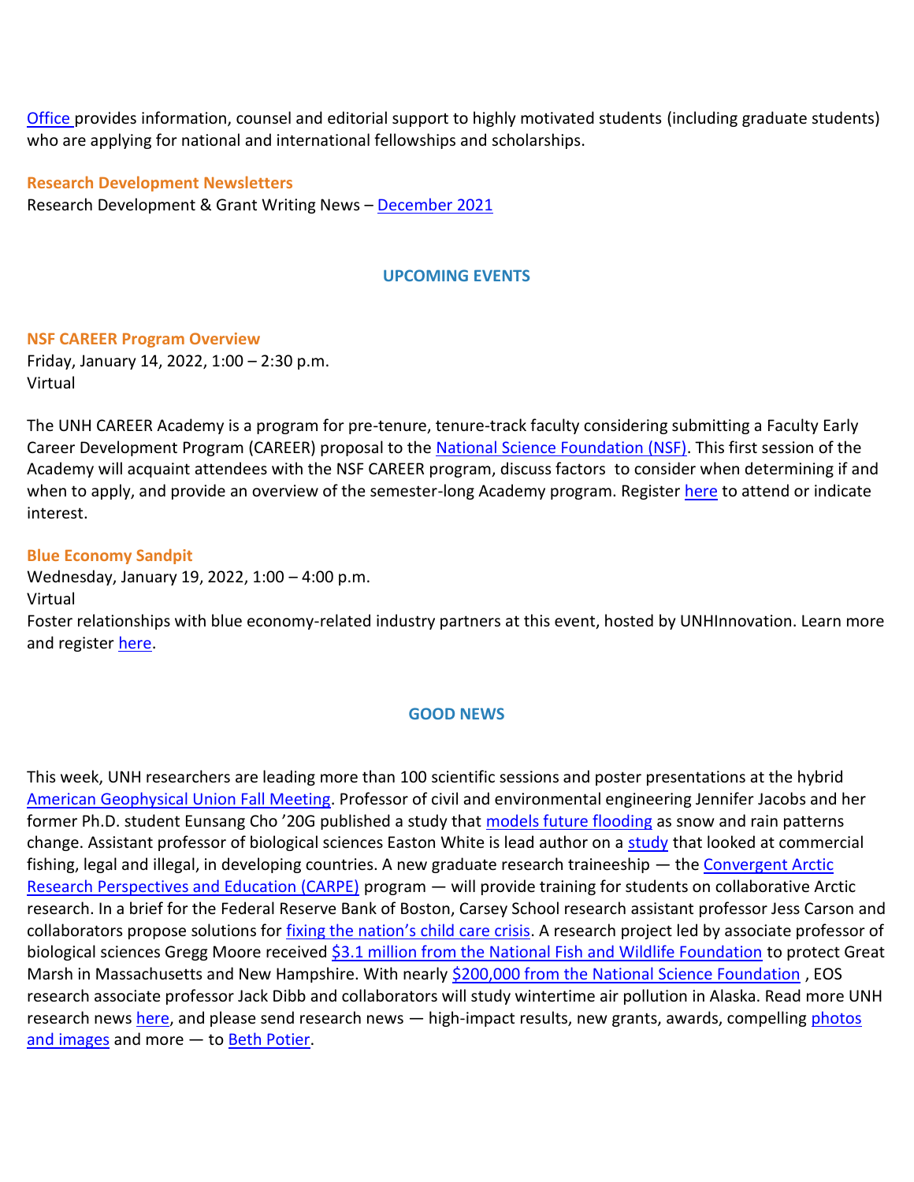Office provides information, counsel and editorial support to highly motivated students (including graduate students) who are applying for national and international fellowships and scholarships.

**Research Development Newsletters**

Research Development & Grant Writing News – December 2021

## UPCOMING EVENTS

**NSF CAREER Program Overview**

Friday, January 14, 2022, 1:00 – 2:30 p.m.
Virtual

The UNH CAREER Academy is a program for pre-tenure, tenure-track faculty considering submitting a Faculty Early Career Development Program (CAREER) proposal to the National Science Foundation (NSF). This first session of the Academy will acquaint attendees with the NSF CAREER program, discuss factors to consider when determining if and when to apply, and provide an overview of the semester-long Academy program. Register here to attend or indicate interest.

**Blue Economy Sandpit**

Wednesday, January 19, 2022, 1:00 – 4:00 p.m.
Virtual
Foster relationships with blue economy-related industry partners at this event, hosted by UNHInnovation. Learn more and register here.

## GOOD NEWS

This week, UNH researchers are leading more than 100 scientific sessions and poster presentations at the hybrid American Geophysical Union Fall Meeting. Professor of civil and environmental engineering Jennifer Jacobs and her former Ph.D. student Eunsang Cho '20G published a study that models future flooding as snow and rain patterns change. Assistant professor of biological sciences Easton White is lead author on a study that looked at commercial fishing, legal and illegal, in developing countries. A new graduate research traineeship — the Convergent Arctic Research Perspectives and Education (CARPE) program — will provide training for students on collaborative Arctic research. In a brief for the Federal Reserve Bank of Boston, Carsey School research assistant professor Jess Carson and collaborators propose solutions for fixing the nation's child care crisis. A research project led by associate professor of biological sciences Gregg Moore received $3.1 million from the National Fish and Wildlife Foundation to protect Great Marsh in Massachusetts and New Hampshire. With nearly $200,000 from the National Science Foundation , EOS research associate professor Jack Dibb and collaborators will study wintertime air pollution in Alaska. Read more UNH research news here, and please send research news — high-impact results, new grants, awards, compelling photos and images and more — to Beth Potier.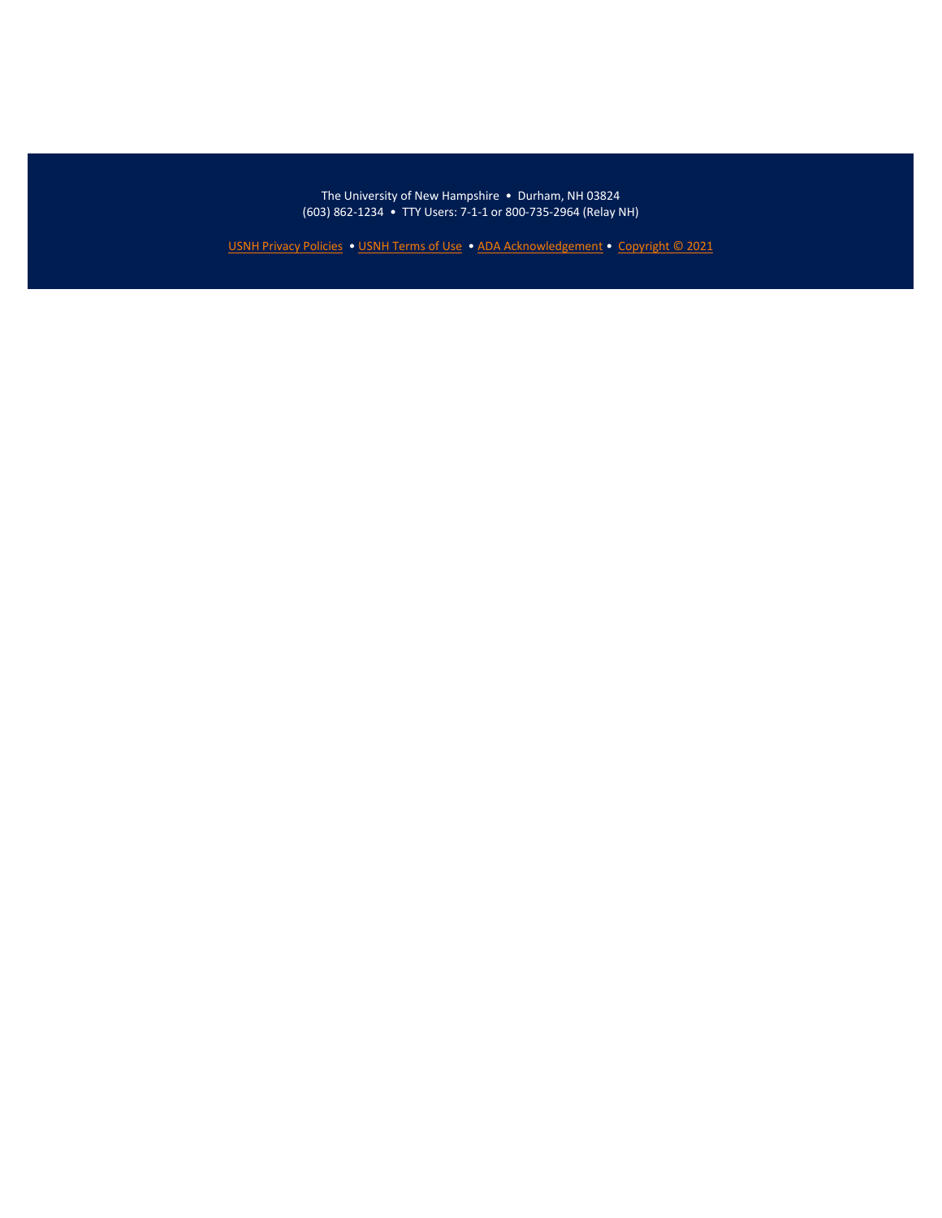The University of New Hampshire • Durham, NH 03824
(603) 862-1234 • TTY Users: 7-1-1 or 800-735-2964 (Relay NH)

USNH Privacy Policies • USNH Terms of Use • ADA Acknowledgement • Copyright © 2021